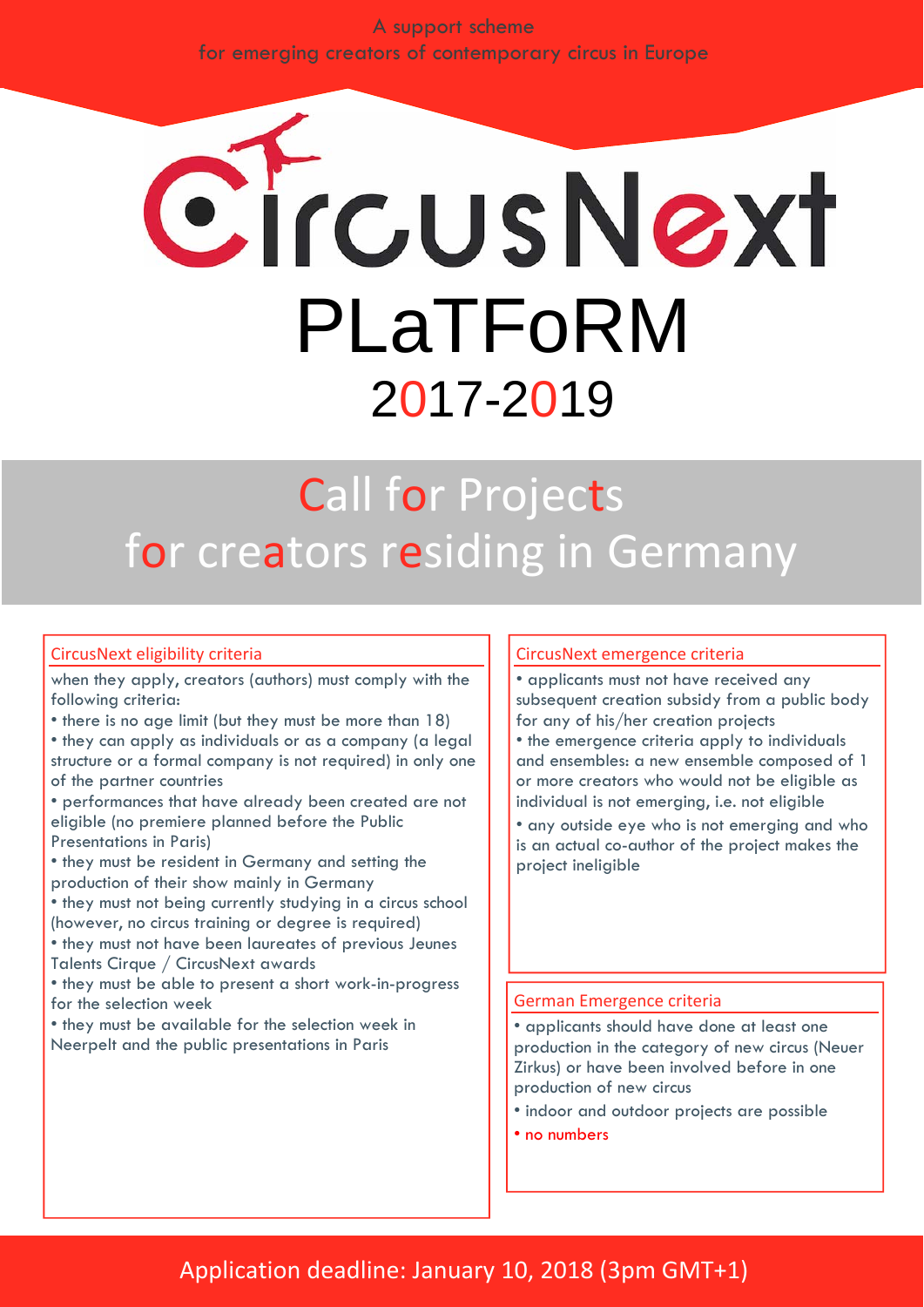A support scheme
for emerging creators of contemporary circus in Europe

# CircusNext

# PLaTFoRM

## 2017-2019

# Call for Projects
# for creators residing in Germany

### CircusNext eligibility criteria

when they apply, creators (authors) must comply with the following criteria:

• there is no age limit (but they must be more than 18)
• they can apply as individuals or as a company (a legal structure or a formal company is not required) in only one of the partner countries
• performances that have already been created are not eligible (no premiere planned before the Public Presentations in Paris)
• they must be resident in Germany and setting the production of their show mainly in Germany
• they must not being currently studying in a circus school (however, no circus training or degree is required)
• they must not have been laureates of previous Jeunes Talents Cirque / CircusNext awards
• they must be able to present a short work-in-progress for the selection week
• they must be available for the selection week in Neerpelt and the public presentations in Paris

### CircusNext emergence criteria

• applicants must not have received any subsequent creation subsidy from a public body for any of his/her creation projects
• the emergence criteria apply to individuals and ensembles: a new ensemble composed of 1 or more creators who would not be eligible as individual is not emerging, i.e. not eligible
• any outside eye who is not emerging and who is an actual co-author of the project makes the project ineligible

### German Emergence criteria

• applicants should have done at least one production in the category of new circus (Neuer Zirkus) or have been involved before in one production of new circus
• indoor and outdoor projects are possible
• no numbers

Application deadline: January 10, 2018 (3pm GMT+1)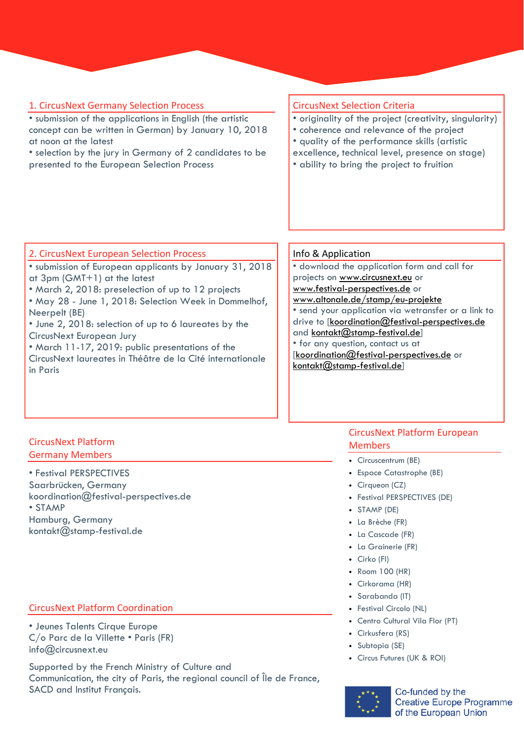## 1. CircusNext Germany Selection Process

- submission of the applications in English (the artistic concept can be written in German) by January 10, 2018 at noon at the latest
- selection by the jury in Germany of 2 candidates to be presented to the European Selection Process

## CircusNext Selection Criteria

- originality of the project (creativity, singularity)
- coherence and relevance of the project
- quality of the performance skills (artistic excellence, technical level, presence on stage)
- ability to bring the project to fruition

## 2. CircusNext European Selection Process

- submission of European applicants by January 31, 2018 at 3pm (GMT+1) at the latest
- March 2, 2018: preselection of up to 12 projects
- May 28 - June 1, 2018: Selection Week in Dommelhof, Neerpelt (BE)
- June 2, 2018: selection of up to 6 laureates by the CircusNext European Jury
- March 11-17, 2019: public presentations of the CircusNext laureates in Théâtre de la Cité internationale in Paris

## Info & Application

- download the application form and call for projects on www.circusnext.eu or www.festival-perspectives.de or www.altonale.de/stamp/eu-projekte
- send your application via wetransfer or a link to drive to [koordination@festival-perspectives.de and kontakt@stamp-festival.de]
- for any question, contact us at [koordination@festival-perspectives.de or kontakt@stamp-festival.de]

## CircusNext Platform Germany Members

- Festival PERSPECTIVES
Saarbrücken, Germany
koordination@festival-perspectives.de
- STAMP
Hamburg, Germany
kontakt@stamp-festival.de

## CircusNext Platform Coordination

- Jeunes Talents Cirque Europe
C/o Parc de la Villette • Paris (FR)
info@circusnext.eu

Supported by the French Ministry of Culture and Communication, the city of Paris, the regional council of Île de France, SACD and Institut Français.

## CircusNext Platform European Members

- Circuscentrum (BE)
- Espace Catastrophe (BE)
- Cirqueon (CZ)
- Festival PERSPECTIVES (DE)
- STAMP (DE)
- La Brèche (FR)
- La Cascade (FR)
- La Grainerie (FR)
- Cirko (FI)
- Room 100 (HR)
- Cirkorama (HR)
- Sarabanda (IT)
- Festival Circolo (NL)
- Centro Cultural Vila Flor (PT)
- Cirkusfera (RS)
- Subtopia (SE)
- Circus Futures (UK & ROI)

Co-funded by the Creative Europe Programme of the European Union